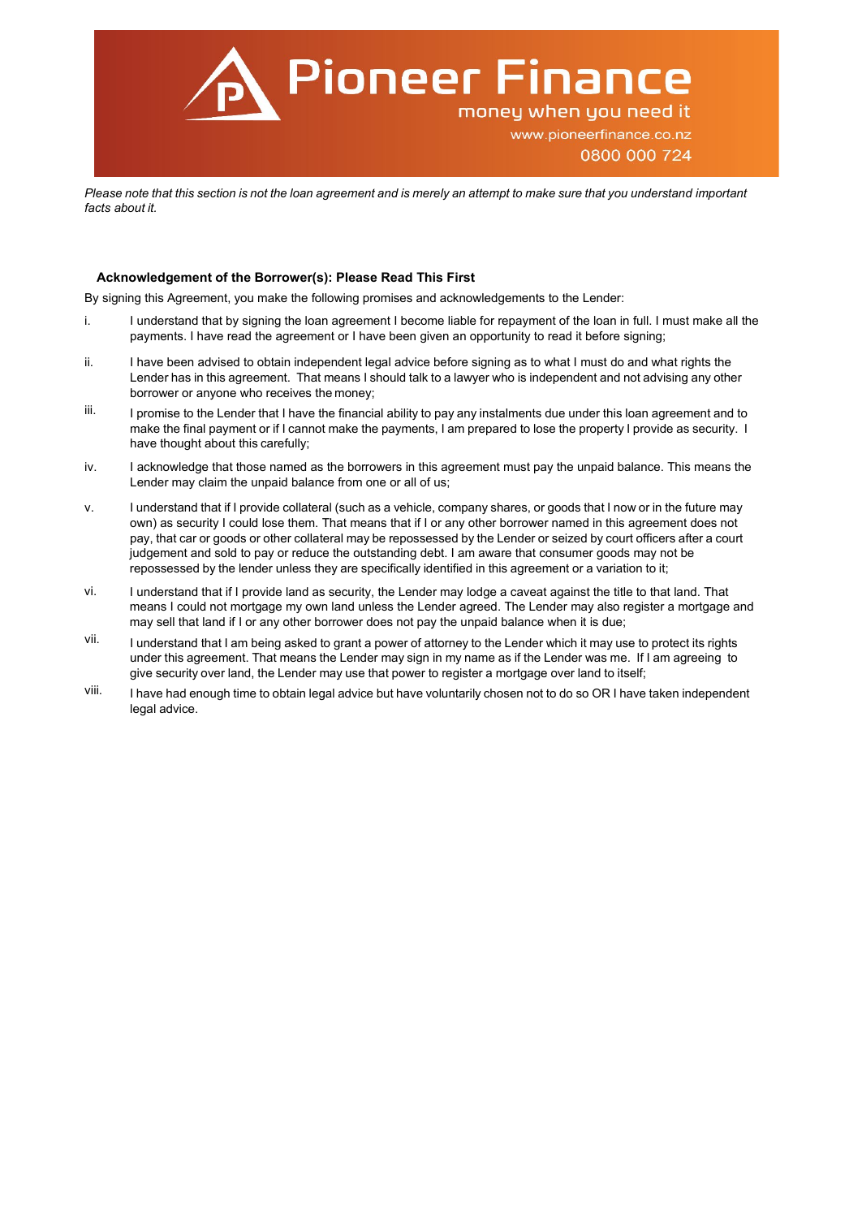# Pioneer Finance

money when you need it

www.pioneerfinance.co.nz

0800 000 724

*Please note that this section is not the loan agreement and is merely an attempt to make sure that you understand important facts about it.*

### Acknowledgement of the Borrower(s): Please Read This First

By signing this Agreement, you make the following promises and acknowledgements to the Lender:

i. I understand that by signing the loan agreement I become liable for repayment of the loan in full. I must make all the payments. I have read the agreement or I have been given an opportunity to read it before signing;

ii. I have been advised to obtain independent legal advice before signing as to what I must do and what rights the Lender has in this agreement. That means I should talk to a lawyer who is independent and not advising any other borrower or anyone who receives the money;

iii. I promise to the Lender that I have the financial ability to pay any instalments due under this loan agreement and to make the final payment or if I cannot make the payments, I am prepared to lose the property I provide as security. I have thought about this carefully;

iv. I acknowledge that those named as the borrowers in this agreement must pay the unpaid balance. This means the Lender may claim the unpaid balance from one or all of us;

v. I understand that if I provide collateral (such as a vehicle, company shares, or goods that I now or in the future may own) as security I could lose them. That means that if I or any other borrower named in this agreement does not pay, that car or goods or other collateral may be repossessed by the Lender or seized by court officers after a court judgement and sold to pay or reduce the outstanding debt. I am aware that consumer goods may not be repossessed by the lender unless they are specifically identified in this agreement or a variation to it;

vi. I understand that if I provide land as security, the Lender may lodge a caveat against the title to that land. That means I could not mortgage my own land unless the Lender agreed. The Lender may also register a mortgage and may sell that land if I or any other borrower does not pay the unpaid balance when it is due;

vii. I understand that I am being asked to grant a power of attorney to the Lender which it may use to protect its rights under this agreement. That means the Lender may sign in my name as if the Lender was me. If I am agreeing to give security over land, the Lender may use that power to register a mortgage over land to itself;

viii. I have had enough time to obtain legal advice but have voluntarily chosen not to do so OR I have taken independent legal advice.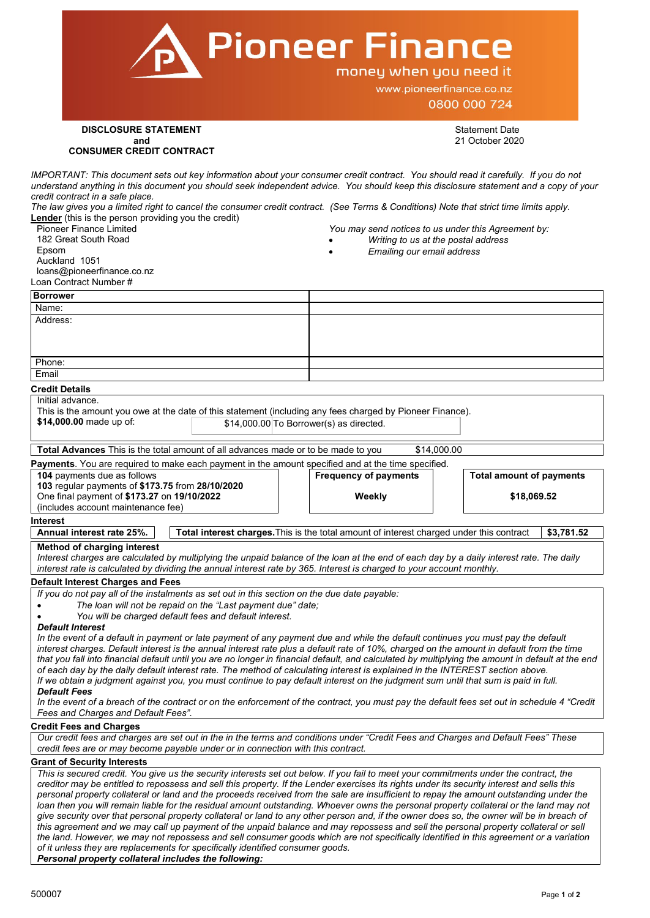# Pioneer Finance

money when you need it

www.pioneerfinance.co.nz

0800 000 724

**DISCLOSURE STATEMENT**
**and**
**CONSUMER CREDIT CONTRACT**

Statement Date
21 October 2020

*IMPORTANT: This document sets out key information about your consumer credit contract. You should read it carefully. If you do not understand anything in this document you should seek independent advice. You should keep this disclosure statement and a copy of your credit contract in a safe place.*

*The law gives you a limited right to cancel the consumer credit contract. (See Terms & Conditions) Note that strict time limits apply.*

**Lender** (this is the person providing you the credit)

Pioneer Finance Limited
182 Great South Road
Epsom
Auckland 1051
loans@pioneerfinance.co.nz

*You may send notices to us under this Agreement by:*

- *Writing to us at the postal address*
- *Emailing our email address*

Loan Contract Number #

| **Borrower** | |
|---|---|
| Name: | |
| Address: | |
| Phone: | |
| Email | |

**Credit Details**

Initial advance.
This is the amount you owe at the date of this statement (including any fees charged by Pioneer Finance).
**$14,000.00** made up of: $14,000.00 To Borrower(s) as directed.

**Total Advances** This is the total amount of all advances made or to be made to you $14,000.00

**Payments**. You are required to make each payment in the amount specified and at the time specified.

| | **Frequency of payments** | **Total amount of payments** |
|---|---|---|
| **104** payments due as follows<br>**103** regular payments of **$173.75** from **28/10/2020**<br>One final payment of **$173.27** on **19/10/2022**<br>(includes account maintenance fee) | **Weekly** | **$18,069.52** |

**Interest**

| **Annual interest rate 25%.** | **Total interest charges.** This is the total amount of interest charged under this contract | **$3,781.52** |
|---|---|---|

**Method of charging interest**
*Interest charges are calculated by multiplying the unpaid balance of the loan at the end of each day by a daily interest rate. The daily interest rate is calculated by dividing the annual interest rate by 365. Interest is charged to your account monthly.*

**Default Interest Charges and Fees**

*If you do not pay all of the instalments as set out in this section on the due date payable:*

- *The loan will not be repaid on the "Last payment due" date;*
- *You will be charged default fees and default interest.*

***Default Interest***
*In the event of a default in payment or late payment of any payment due and while the default continues you must pay the default interest charges. Default interest is the annual interest rate plus a default rate of 10%, charged on the amount in default from the time that you fall into financial default until you are no longer in financial default, and calculated by multiplying the amount in default at the end of each day by the daily interest rate. The method of calculating interest is explained in the INTEREST section above.*
*If we obtain a judgment against you, you must continue to pay default interest on the judgment sum until that sum is paid in full.*

***Default Fees***
*In the event of a breach of the contract or on the enforcement of the contract, you must pay the default fees set out in schedule 4 "Credit Fees and Charges and Default Fees".*

**Credit Fees and Charges**
*Our credit fees and charges are set out in the in the terms and conditions under "Credit Fees and Charges and Default Fees" These credit fees are or may become payable under or in connection with this contract.*

**Grant of Security Interests**
*This is secured credit. You give us the security interests set out below. If you fail to meet your commitments under the contract, the creditor may be entitled to repossess and sell this property. If the Lender exercises its rights under its security interest and sells this personal property collateral or land and the proceeds received from the sale are insufficient to repay the amount outstanding under the loan then you will remain liable for the residual amount outstanding. Whoever owns the personal property collateral or the land may not give security over that personal property collateral or land to any other person and, if the owner does so, the owner will be in breach of this agreement and we may call up payment of the unpaid balance and we may repossess and sell the personal property collateral or sell the land. However, we may not repossess and sell consumer goods which are not specifically identified in this agreement or a variation of it unless they are replacements for specifically identified consumer goods.*
***Personal property collateral includes the following:***

500007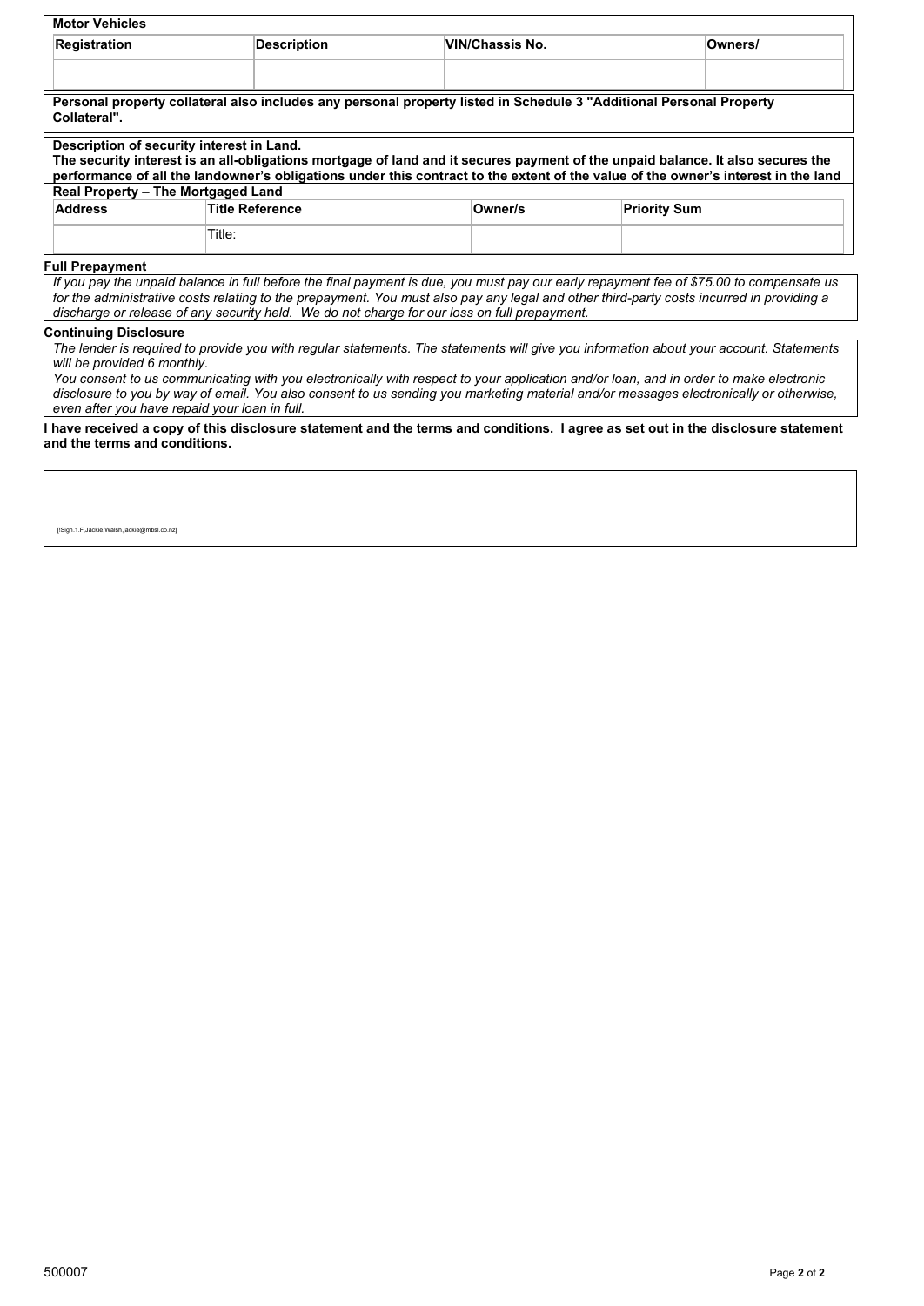**Motor Vehicles**

| Registration | Description | VIN/Chassis No. | Owners/ |
| --- | --- | --- | --- |
| | | | |

**Personal property collateral also includes any personal property listed in Schedule 3 "Additional Personal Property Collateral".**

**Description of security interest in Land.**
**The security interest is an all-obligations mortgage of land and it secures payment of the unpaid balance. It also secures the performance of all the landowner's obligations under this contract to the extent of the value of the owner's interest in the land**

**Real Property – The Mortgaged Land**

| Address | Title Reference | Owner/s | Priority Sum |
| --- | --- | --- | --- |
| | Title: | | |

**Full Prepayment**

*If you pay the unpaid balance in full before the final payment is due, you must pay our early repayment fee of $75.00 to compensate us for the administrative costs relating to the prepayment. You must also pay any legal and other third-party costs incurred in providing a discharge or release of any security held. We do not charge for our loss on full prepayment.*

**Continuing Disclosure**

*The lender is required to provide you with regular statements. The statements will give you information about your account. Statements will be provided 6 monthly.*

*You consent to us communicating with you electronically with respect to your application and/or loan, and in order to make electronic disclosure to you by way of email. You also consent to us sending you marketing material and/or messages electronically or otherwise, even after you have repaid your loan in full.*

**I have received a copy of this disclosure statement and the terms and conditions. I agree as set out in the disclosure statement and the terms and conditions.**

[!Sign.1.F,Jackie,Walsh,jackie@mbsl.co.nz]

500007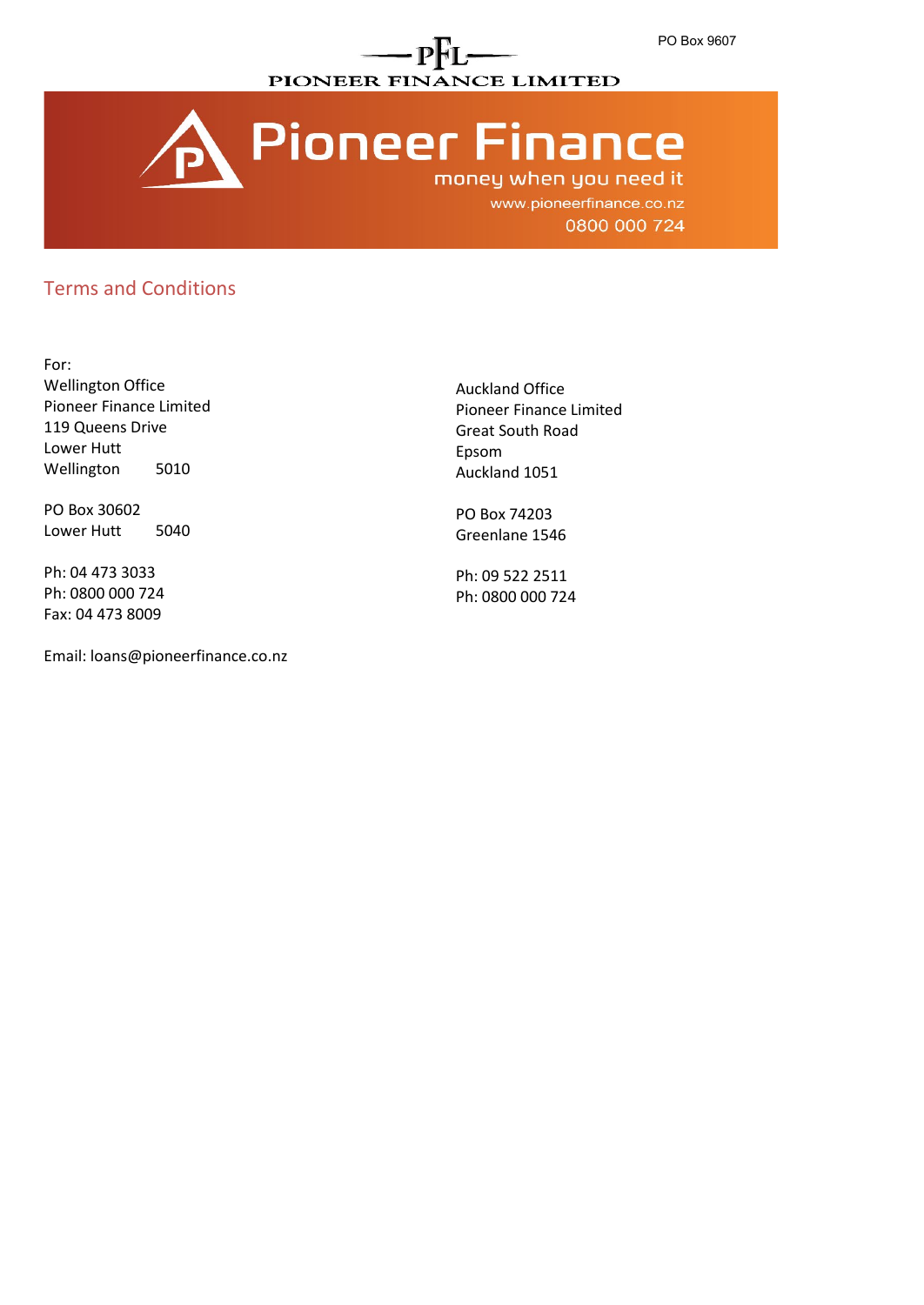PO Box 9607

PIONEER FINANCE LIMITED

# Pioneer Finance

money when you need it

www.pioneerfinance.co.nz

0800 000 724

## Terms and Conditions

For:
Wellington Office
Pioneer Finance Limited
119 Queens Drive
Lower Hutt
Wellington 5010

PO Box 30602
Lower Hutt 5040

Ph: 04 473 3033
Ph: 0800 000 724
Fax: 04 473 8009

Email: loans@pioneerfinance.co.nz

Auckland Office
Pioneer Finance Limited
Great South Road
Epsom
Auckland 1051

PO Box 74203
Greenlane 1546

Ph: 09 522 2511
Ph: 0800 000 724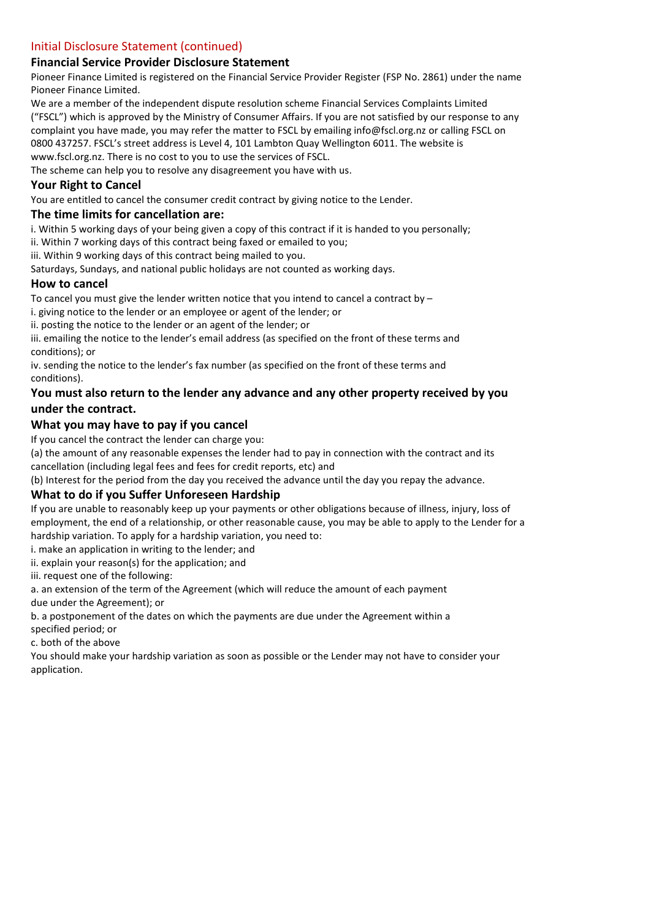## Initial Disclosure Statement (continued)

### Financial Service Provider Disclosure Statement

Pioneer Finance Limited is registered on the Financial Service Provider Register (FSP No. 2861) under the name Pioneer Finance Limited.

We are a member of the independent dispute resolution scheme Financial Services Complaints Limited ("FSCL") which is approved by the Ministry of Consumer Affairs. If you are not satisfied by our response to any complaint you have made, you may refer the matter to FSCL by emailing info@fscl.org.nz or calling FSCL on 0800 437257. FSCL's street address is Level 4, 101 Lambton Quay Wellington 6011. The website is www.fscl.org.nz. There is no cost to you to use the services of FSCL.

The scheme can help you to resolve any disagreement you have with us.

### Your Right to Cancel

You are entitled to cancel the consumer credit contract by giving notice to the Lender.

### The time limits for cancellation are:

i. Within 5 working days of your being given a copy of this contract if it is handed to you personally;

ii. Within 7 working days of this contract being faxed or emailed to you;

iii. Within 9 working days of this contract being mailed to you.

Saturdays, Sundays, and national public holidays are not counted as working days.

### How to cancel

To cancel you must give the lender written notice that you intend to cancel a contract by –

i. giving notice to the lender or an employee or agent of the lender; or

ii. posting the notice to the lender or an agent of the lender; or

iii. emailing the notice to the lender's email address (as specified on the front of these terms and conditions); or

iv. sending the notice to the lender's fax number (as specified on the front of these terms and conditions).

### You must also return to the lender any advance and any other property received by you under the contract.

### What you may have to pay if you cancel

If you cancel the contract the lender can charge you:

(a) the amount of any reasonable expenses the lender had to pay in connection with the contract and its cancellation (including legal fees and fees for credit reports, etc) and

(b) Interest for the period from the day you received the advance until the day you repay the advance.

### What to do if you Suffer Unforeseen Hardship

If you are unable to reasonably keep up your payments or other obligations because of illness, injury, loss of employment, the end of a relationship, or other reasonable cause, you may be able to apply to the Lender for a hardship variation. To apply for a hardship variation, you need to:

i. make an application in writing to the lender; and

ii. explain your reason(s) for the application; and

iii. request one of the following:

a. an extension of the term of the Agreement (which will reduce the amount of each payment due under the Agreement); or

b. a postponement of the dates on which the payments are due under the Agreement within a specified period; or

c. both of the above

You should make your hardship variation as soon as possible or the Lender may not have to consider your application.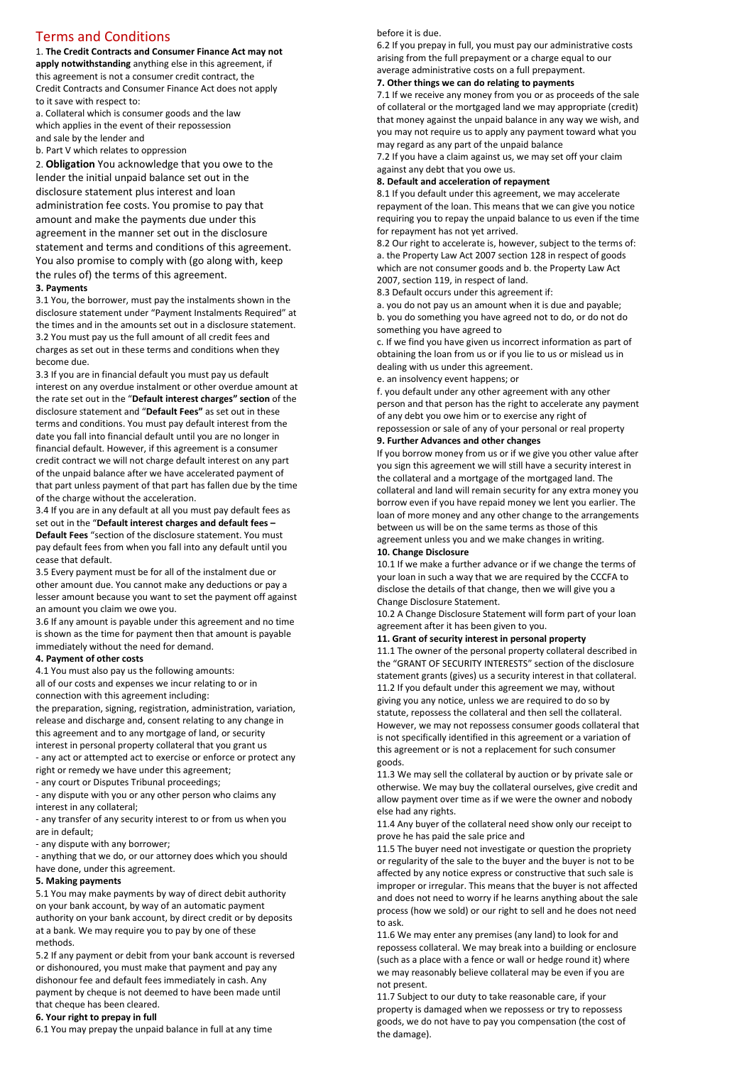# Terms and Conditions

1. **The Credit Contracts and Consumer Finance Act may not apply notwithstanding** anything else in this agreement, if this agreement is not a consumer credit contract, the Credit Contracts and Consumer Finance Act does not apply to it save with respect to:

a. Collateral which is consumer goods and the law which applies in the event of their repossession and sale by the lender and

b. Part V which relates to oppression

2. **Obligation** You acknowledge that you owe to the lender the initial unpaid balance set out in the disclosure statement plus interest and loan administration fee costs. You promise to pay that amount and make the payments due under this agreement in the manner set out in the disclosure statement and terms and conditions of this agreement. You also promise to comply with (go along with, keep the rules of) the terms of this agreement.

**3. Payments**

3.1 You, the borrower, must pay the instalments shown in the disclosure statement under "Payment Instalments Required" at the times and in the amounts set out in a disclosure statement.

3.2 You must pay us the full amount of all credit fees and charges as set out in these terms and conditions when they become due.

3.3 If you are in financial default you must pay us default interest on any overdue instalment or other overdue amount at the rate set out in the "**Default interest charges" section** of the disclosure statement and "**Default Fees"** as set out in these terms and conditions. You must pay default interest from the date you fall into financial default until you are no longer in financial default. However, if this agreement is a consumer credit contract we will not charge default interest on any part of the unpaid balance after we have accelerated payment of that part unless payment of that part has fallen due by the time of the charge without the acceleration.

3.4 If you are in any default at all you must pay default fees as set out in the "**Default interest charges and default fees – Default Fees** "section of the disclosure statement. You must pay default fees from when you fall into any default until you cease that default.

3.5 Every payment must be for all of the instalment due or other amount due. You cannot make any deductions or pay a lesser amount because you want to set the payment off against an amount you claim we owe you.

3.6 If any amount is payable under this agreement and no time is shown as the time for payment then that amount is payable immediately without the need for demand.

**4. Payment of other costs**

4.1 You must also pay us the following amounts:

all of our costs and expenses we incur relating to or in connection with this agreement including:

the preparation, signing, registration, administration, variation, release and discharge and, consent relating to any change in this agreement and to any mortgage of land, or security interest in personal property collateral that you grant us

- any act or attempted act to exercise or enforce or protect any right or remedy we have under this agreement;
- any court or Disputes Tribunal proceedings;
- any dispute with you or any other person who claims any interest in any collateral;
- any transfer of any security interest to or from us when you are in default;
- any dispute with any borrower;
- anything that we do, or our attorney does which you should have done, under this agreement.

**5. Making payments**

5.1 You may make payments by way of direct debit authority on your bank account, by way of an automatic payment authority on your bank account, by direct credit or by deposits at a bank. We may require you to pay by one of these methods.

5.2 If any payment or debit from your bank account is reversed or dishonoured, you must make that payment and pay any dishonour fee and default fees immediately in cash. Any payment by cheque is not deemed to have been made until that cheque has been cleared.

**6. Your right to prepay in full**

6.1 You may prepay the unpaid balance in full at any time before it is due.

6.2 If you prepay in full, you must pay our administrative costs arising from the full prepayment or a charge equal to our average administrative costs on a full prepayment.

**7. Other things we can do relating to payments**

7.1 If we receive any money from you or as proceeds of the sale of collateral or the mortgaged land we may appropriate (credit) that money against the unpaid balance in any way we wish, and you may not require us to apply any payment toward what you may regard as any part of the unpaid balance

7.2 If you have a claim against us, we may set off your claim against any debt that you owe us.

**8. Default and acceleration of repayment**

8.1 If you default under this agreement, we may accelerate repayment of the loan. This means that we can give you notice requiring you to repay the unpaid balance to us even if the time for repayment has not yet arrived.

8.2 Our right to accelerate is, however, subject to the terms of: a. the Property Law Act 2007 section 128 in respect of goods which are not consumer goods and b. the Property Law Act 2007, section 119, in respect of land.

8.3 Default occurs under this agreement if:

a. you do not pay us an amount when it is due and payable;

b. you do something you have agreed not to do, or do not do something you have agreed to

c. If we find you have given us incorrect information as part of obtaining the loan from us or if you lie to us or mislead us in dealing with us under this agreement.

e. an insolvency event happens; or

f. you default under any other agreement with any other person and that person has the right to accelerate any payment of any debt you owe him or to exercise any right of repossession or sale of any of your personal or real property

**9. Further Advances and other changes**

If you borrow money from us or if we give you other value after you sign this agreement we will still have a security interest in the collateral and a mortgage of the mortgaged land. The collateral and land will remain security for any extra money you borrow even if you have repaid money we lent you earlier. The loan of more money and any other change to the arrangements between us will be on the same terms as those of this agreement unless you and we make changes in writing.

**10. Change Disclosure**

10.1 If we make a further advance or if we change the terms of your loan in such a way that we are required by the CCCFA to disclose the details of that change, then we will give you a Change Disclosure Statement.

10.2 A Change Disclosure Statement will form part of your loan agreement after it has been given to you.

**11. Grant of security interest in personal property**

11.1 The owner of the personal property collateral described in the "GRANT OF SECURITY INTERESTS" section of the disclosure statement grants (gives) us a security interest in that collateral.

11.2 If you default under this agreement we may, without giving you any notice, unless we are required to do so by statute, repossess the collateral and then sell the collateral. However, we may not repossess consumer goods collateral that is not specifically identified in this agreement or a variation of this agreement or is not a replacement for such consumer goods.

11.3 We may sell the collateral by auction or by private sale or otherwise. We may buy the collateral ourselves, give credit and allow payment over time as if we were the owner and nobody else had any rights.

11.4 Any buyer of the collateral need show only our receipt to prove he has paid the sale price and

11.5 The buyer need not investigate or question the propriety or regularity of the sale to the buyer and the buyer is not to be affected by any notice express or constructive that such sale is improper or irregular. This means that the buyer is not affected and does not need to worry if he learns anything about the sale process (how we sold) or our right to sell and he does not need to ask.

11.6 We may enter any premises (any land) to look for and repossess collateral. We may break into a building or enclosure (such as a place with a fence or wall or hedge round it) where we may reasonably believe collateral may be even if you are not present.

11.7 Subject to our duty to take reasonable care, if your property is damaged when we repossess or try to repossess goods, we do not have to pay you compensation (the cost of the damage).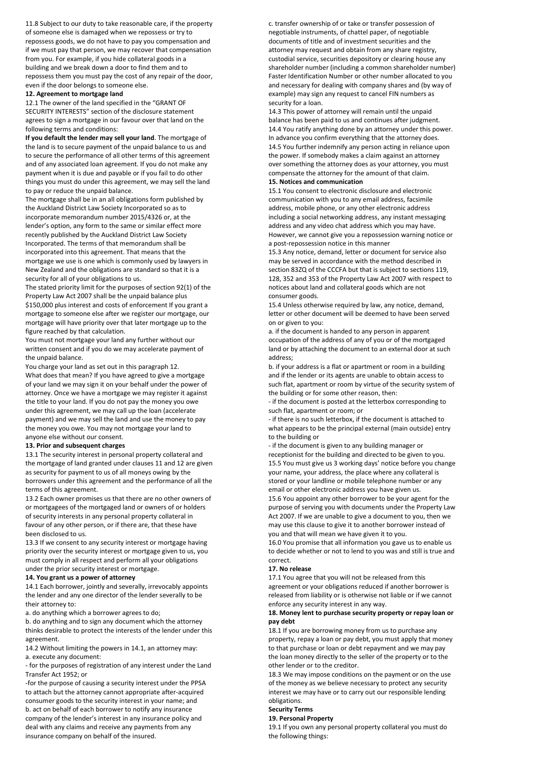11.8 Subject to our duty to take reasonable care, if the property of someone else is damaged when we repossess or try to repossess goods, we do not have to pay you compensation and if we must pay that person, we may recover that compensation from you. For example, if you hide collateral goods in a building and we break down a door to find them and to repossess them you must pay the cost of any repair of the door, even if the door belongs to someone else.

**12. Agreement to mortgage land**

12.1 The owner of the land specified in the "GRANT OF SECURITY INTERESTS" section of the disclosure statement agrees to sign a mortgage in our favour over that land on the following terms and conditions:

**If you default the lender may sell your land**. The mortgage of the land is to secure payment of the unpaid balance to us and to secure the performance of all other terms of this agreement and of any associated loan agreement. If you do not make any payment when it is due and payable or if you fail to do other things you must do under this agreement, we may sell the land to pay or reduce the unpaid balance.

The mortgage shall be in an all obligations form published by the Auckland District Law Society Incorporated so as to incorporate memorandum number 2015/4326 or, at the lender's option, any form to the same or similar effect more recently published by the Auckland District Law Society Incorporated. The terms of that memorandum shall be incorporated into this agreement. That means that the mortgage we use is one which is commonly used by lawyers in New Zealand and the obligations are standard so that it is a security for all of your obligations to us.

The stated priority limit for the purposes of section 92(1) of the Property Law Act 2007 shall be the unpaid balance plus $150,000 plus interest and costs of enforcement If you grant a mortgage to someone else after we register our mortgage, our mortgage will have priority over that later mortgage up to the figure reached by that calculation.

You must not mortgage your land any further without our written consent and if you do we may accelerate payment of the unpaid balance.

You charge your land as set out in this paragraph 12.

What does that mean? If you have agreed to give a mortgage of your land we may sign it on your behalf under the power of attorney. Once we have a mortgage we may register it against the title to your land. If you do not pay the money you owe under this agreement, we may call up the loan (accelerate payment) and we may sell the land and use the money to pay the money you owe. You may not mortgage your land to anyone else without our consent.

**13. Prior and subsequent charges**

13.1 The security interest in personal property collateral and the mortgage of land granted under clauses 11 and 12 are given as security for payment to us of all moneys owing by the borrowers under this agreement and the performance of all the terms of this agreement.

13.2 Each owner promises us that there are no other owners of or mortgagees of the mortgaged land or owners of or holders of security interests in any personal property collateral in favour of any other person, or if there are, that these have been disclosed to us.

13.3 If we consent to any security interest or mortgage having priority over the security interest or mortgage given to us, you must comply in all respect and perform all your obligations under the prior security interest or mortgage.

**14. You grant us a power of attorney**

14.1 Each borrower, jointly and severally, irrevocably appoints the lender and any one director of the lender severally to be their attorney to:

a. do anything which a borrower agrees to do;

b. do anything and to sign any document which the attorney thinks desirable to protect the interests of the lender under this agreement.

14.2 Without limiting the powers in 14.1, an attorney may:

a. execute any document:

- for the purposes of registration of any interest under the Land Transfer Act 1952; or

-for the purpose of causing a security interest under the PPSA to attach but the attorney cannot appropriate after-acquired consumer goods to the security interest in your name; and

b. act on behalf of each borrower to notify any insurance company of the lender's interest in any insurance policy and deal with any claims and receive any payments from any insurance company on behalf of the insured.

c. transfer ownership of or take or transfer possession of negotiable instruments, of chattel paper, of negotiable documents of title and of investment securities and the attorney may request and obtain from any share registry, custodial service, securities depository or clearing house any shareholder number (including a common shareholder number) Faster Identification Number or other number allocated to you and necessary for dealing with company shares and (by way of example) may sign any request to cancel FIN numbers as security for a loan.

14.3 This power of attorney will remain until the unpaid balance has been paid to us and continues after judgment.

14.4 You ratify anything done by an attorney under this power. In advance you confirm everything that the attorney does.

14.5 You further indemnify any person acting in reliance upon the power. If somebody makes a claim against an attorney over something the attorney does as your attorney, you must compensate the attorney for the amount of that claim.

**15. Notices and communication**

15.1 You consent to electronic disclosure and electronic communication with you to any email address, facsimile address, mobile phone, or any other electronic address including a social networking address, any instant messaging address and any video chat address which you may have. However, we cannot give you a repossession warning notice or a post-repossession notice in this manner

15.3 Any notice, demand, letter or document for service also may be served in accordance with the method described in section 83ZQ of the CCCFA but that is subject to sections 119, 128, 352 and 353 of the Property Law Act 2007 with respect to notices about land and collateral goods which are not consumer goods.

15.4 Unless otherwise required by law, any notice, demand, letter or other document will be deemed to have been served on or given to you:

a. if the document is handed to any person in apparent occupation of the address of any of you or of the mortgaged land or by attaching the document to an external door at such address;

b. if your address is a flat or apartment or room in a building and if the lender or its agents are unable to obtain access to such flat, apartment or room by virtue of the security system of the building or for some other reason, then:

- if the document is posted at the letterbox corresponding to such flat, apartment or room; or

- if there is no such letterbox, if the document is attached to what appears to be the principal external (main outside) entry to the building or

- if the document is given to any building manager or receptionist for the building and directed to be given to you.

15.5 You must give us 3 working days' notice before you change your name, your address, the place where any collateral is stored or your landline or mobile telephone number or any email or other electronic address you have given us.

15.6 You appoint any other borrower to be your agent for the purpose of serving you with documents under the Property Law Act 2007. If we are unable to give a document to you, then we may use this clause to give it to another borrower instead of you and that will mean we have given it to you.

16.0 You promise that all information you gave us to enable us to decide whether or not to lend to you was and still is true and correct.

**17. No release**

17.1 You agree that you will not be released from this agreement or your obligations reduced if another borrower is released from liability or is otherwise not liable or if we cannot enforce any security interest in any way.

**18. Money lent to purchase security property or repay loan or pay debt**

18.1 If you are borrowing money from us to purchase any property, repay a loan or pay debt, you must apply that money to that purchase or loan or debt repayment and we may pay the loan money directly to the seller of the property or to the other lender or to the creditor.

18.3 We may impose conditions on the payment or on the use of the money as we believe necessary to protect any security interest we may have or to carry out our responsible lending obligations.

**Security Terms**

**19. Personal Property**

19.1 If you own any personal property collateral you must do the following things: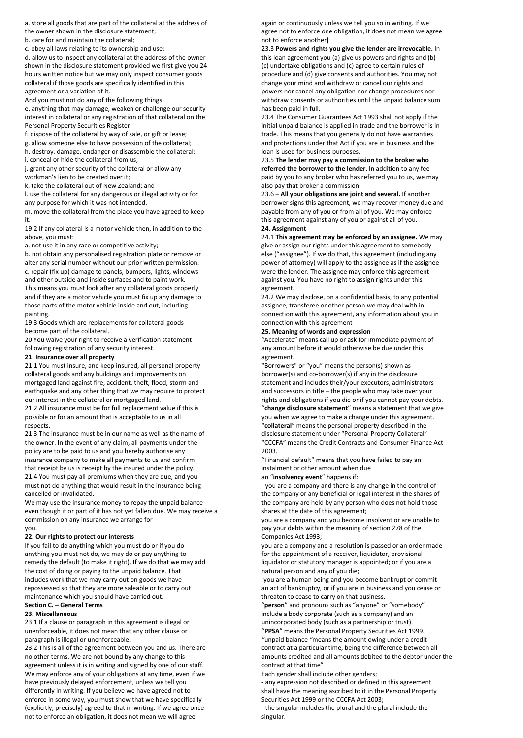a. store all goods that are part of the collateral at the address of the owner shown in the disclosure statement;

b. care for and maintain the collateral;

c. obey all laws relating to its ownership and use;

d. allow us to inspect any collateral at the address of the owner shown in the disclosure statement provided we first give you 24 hours written notice but we may only inspect consumer goods collateral if those goods are specifically identified in this agreement or a variation of it.

And you must not do any of the following things:

e. anything that may damage, weaken or challenge our security interest in collateral or any registration of that collateral on the Personal Property Securities Register

f. dispose of the collateral by way of sale, or gift or lease;

g. allow someone else to have possession of the collateral;

h. destroy, damage, endanger or disassemble the collateral;

i. conceal or hide the collateral from us;

j. grant any other security of the collateral or allow any workman's lien to be created over it;

k. take the collateral out of New Zealand; and

l. use the collateral for any dangerous or illegal activity or for any purpose for which it was not intended.

m. move the collateral from the place you have agreed to keep it.

19.2 If any collateral is a motor vehicle then, in addition to the above, you must:

a. not use it in any race or competitive activity;

b. not obtain any personalised registration plate or remove or alter any serial number without our prior written permission.

c. repair (fix up) damage to panels, bumpers, lights, windows and other outside and inside surfaces and to paint work.

This means you must look after any collateral goods properly and if they are a motor vehicle you must fix up any damage to those parts of the motor vehicle inside and out, including painting.

19.3 Goods which are replacements for collateral goods become part of the collateral.

20 You waive your right to receive a verification statement following registration of any security interest.

**21. Insurance over all property**

21.1 You must insure, and keep insured, all personal property collateral goods and any buildings and improvements on mortgaged land against fire, accident, theft, flood, storm and earthquake and any other thing that we may require to protect our interest in the collateral or mortgaged land.

21.2 All insurance must be for full replacement value if this is possible or for an amount that is acceptable to us in all respects.

21.3 The insurance must be in our name as well as the name of the owner. In the event of any claim, all payments under the policy are to be paid to us and you hereby authorise any insurance company to make all payments to us and confirm that receipt by us is receipt by the insured under the policy.

21.4 You must pay all premiums when they are due, and you must not do anything that would result in the insurance being cancelled or invalidated.

We may use the insurance money to repay the unpaid balance even though it or part of it has not yet fallen due. We may receive a commission on any insurance we arrange for you.

**22. Our rights to protect our interests**

If you fail to do anything which you must do or if you do anything you must not do, we may do or pay anything to remedy the default (to make it right). If we do that we may add the cost of doing or paying to the unpaid balance. That includes work that we may carry out on goods we have repossessed so that they are more saleable or to carry out maintenance which you should have carried out.

**Section C. – General Terms**

**23. Miscellaneous**

23.1 If a clause or paragraph in this agreement is illegal or unenforceable, it does not mean that any other clause or paragraph is illegal or unenforceable.

23.2 This is all of the agreement between you and us. There are no other terms. We are not bound by any change to this agreement unless it is in writing and signed by one of our staff. We may enforce any of your obligations at any time, even if we have previously delayed enforcement, unless we tell you differently in writing. If you believe we have agreed not to enforce in some way, you must show that we have specifically (explicitly, precisely) agreed to that in writing. If we agree once not to enforce an obligation, it does not mean we will agree again or continuously unless we tell you so in writing. If we agree not to enforce one obligation, it does not mean we agree not to enforce another]

23.3 **Powers and rights you give the lender are irrevocable.** In this loan agreement you (a) give us powers and rights and (b) (c) undertake obligations and (c) agree to certain rules of procedure and (d) give consents and authorities. You may not change your mind and withdraw or cancel our rights and powers nor cancel any obligation nor change procedures nor withdraw consents or authorities until the unpaid balance sum has been paid in full.

23.4 The Consumer Guarantees Act 1993 shall not apply if the initial unpaid balance is applied in trade and the borrower is in trade. This means that you generally do not have warranties and protections under that Act if you are in business and the loan is used for business purposes.

23.5 **The lender may pay a commission to the broker who referred the borrower to the lender**. In addition to any fee paid by you to any broker who has referred you to us, we may also pay that broker a commission.

23.6 – **All your obligations are joint and several.** If another borrower signs this agreement, we may recover money due and payable from any of you or from all of you. We may enforce this agreement against any of you or against all of you.

**24. Assignment**

24.1 **This agreement may be enforced by an assignee.** We may give or assign our rights under this agreement to somebody else ("assignee"). If we do that, this agreement (including any power of attorney) will apply to the assignee as if the assignee were the lender. The assignee may enforce this agreement against you. You have no right to assign rights under this agreement.

24.2 We may disclose, on a confidential basis, to any potential assignee, transferee or other person we may deal with in connection with this agreement, any information about you in connection with this agreement

**25. Meaning of words and expression**

"Accelerate" means call up or ask for immediate payment of any amount before it would otherwise be due under this agreement.

"Borrowers" or "you" means the person(s) shown as borrower(s) and co-borrower(s) if any in the disclosure statement and includes their/your executors, administrators and successors in title – the people who may take over your rights and obligations if you die or if you cannot pay your debts.

"**change disclosure statement**" means a statement that we give you when we agree to make a change under this agreement.

"**collateral**" means the personal property described in the disclosure statement under "Personal Property Collateral"

"CCCFA" means the Credit Contracts and Consumer Finance Act 2003.

"Financial default" means that you have failed to pay an instalment or other amount when due

an "**insolvency event**" happens if:

- you are a company and there is any change in the control of the company or any beneficial or legal interest in the shares of the company are held by any person who does not hold those shares at the date of this agreement;

you are a company and you become insolvent or are unable to pay your debts within the meaning of section 278 of the Companies Act 1993;

you are a company and a resolution is passed or an order made for the appointment of a receiver, liquidator, provisional liquidator or statutory manager is appointed; or if you are a natural person and any of you die;

-you are a human being and you become bankrupt or commit an act of bankruptcy, or if you are in business and you cease or threaten to cease to carry on that business.

"**person**" and pronouns such as "anyone" or "somebody" include a body corporate (such as a company) and an unincorporated body (such as a partnership or trust).

"**PPSA**" means the Personal Property Securities Act 1999.

*"*unpaid balance *"*means the amount owing under a credit contract at a particular time, being the difference between all amounts credited and all amounts debited to the debtor under the contract at that time"

Each gender shall include other genders;

- any expression not described or defined in this agreement shall have the meaning ascribed to it in the Personal Property Securities Act 1999 or the CCCFA Act 2003;

- the singular includes the plural and the plural include the singular.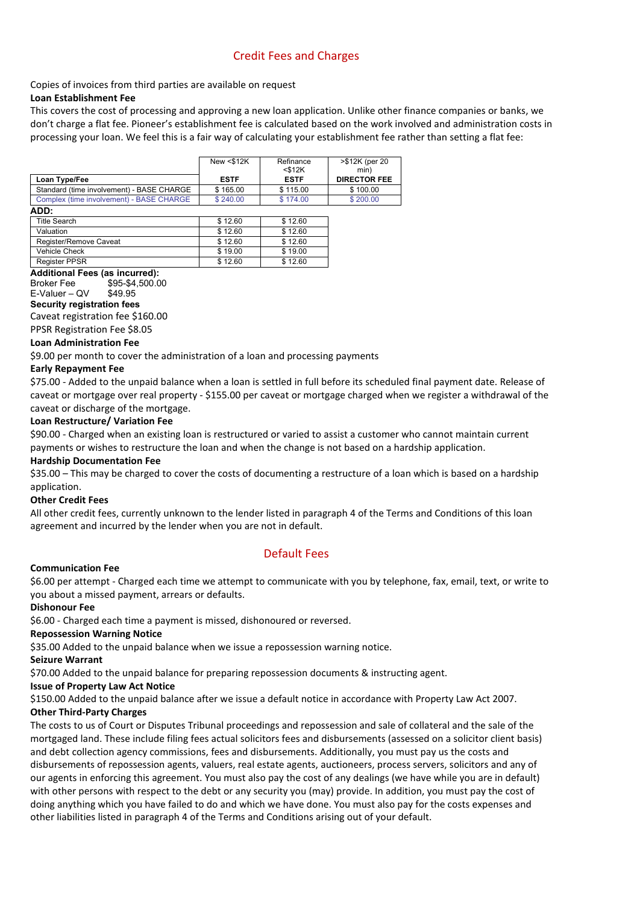## Credit Fees and Charges

Copies of invoices from third parties are available on request

**Loan Establishment Fee**

This covers the cost of processing and approving a new loan application. Unlike other finance companies or banks, we don't charge a flat fee. Pioneer's establishment fee is calculated based on the work involved and administration costs in processing your loan. We feel this is a fair way of calculating your establishment fee rather than setting a flat fee:

| | New <$12K | Refinance <$12K | >$12K (per 20 min) |
|---|---|---|---|
| **Loan Type/Fee** | **ESTF** | **ESTF** | **DIRECTOR FEE** |
| Standard (time involvement) - BASE CHARGE | $ 165.00 | $ 115.00 | $ 100.00 |
| Complex (time involvement) - BASE CHARGE | $ 240.00 | $ 174.00 | $ 200.00 |
| **ADD:** | | | |
| Title Search | $ 12.60 | $ 12.60 | |
| Valuation | $ 12.60 | $ 12.60 | |
| Register/Remove Caveat | $ 12.60 | $ 12.60 | |
| Vehicle Check | $ 19.00 | $ 19.00 | |
| Register PPSR | $ 12.60 | $ 12.60 | |

**Additional Fees (as incurred):**

Broker Fee $95-$4,500.00
E-Valuer – QV $49.95

**Security registration fees**

Caveat registration fee $160.00

PPSR Registration Fee $8.05

**Loan Administration Fee**

$9.00 per month to cover the administration of a loan and processing payments

**Early Repayment Fee**

$75.00 - Added to the unpaid balance when a loan is settled in full before its scheduled final payment date. Release of caveat or mortgage over real property - $155.00 per caveat or mortgage charged when we register a withdrawal of the caveat or discharge of the mortgage.

**Loan Restructure/ Variation Fee**

$90.00 - Charged when an existing loan is restructured or varied to assist a customer who cannot maintain current payments or wishes to restructure the loan and when the change is not based on a hardship application.

**Hardship Documentation Fee**

$35.00 – This may be charged to cover the costs of documenting a restructure of a loan which is based on a hardship application.

**Other Credit Fees**

All other credit fees, currently unknown to the lender listed in paragraph 4 of the Terms and Conditions of this loan agreement and incurred by the lender when you are not in default.

## Default Fees

**Communication Fee**

$6.00 per attempt - Charged each time we attempt to communicate with you by telephone, fax, email, text, or write to you about a missed payment, arrears or defaults.

**Dishonour Fee**

$6.00 - Charged each time a payment is missed, dishonoured or reversed.

**Repossession Warning Notice**

$35.00 Added to the unpaid balance when we issue a repossession warning notice.

**Seizure Warrant**

$70.00 Added to the unpaid balance for preparing repossession documents & instructing agent.

**Issue of Property Law Act Notice**

$150.00 Added to the unpaid balance after we issue a default notice in accordance with Property Law Act 2007.

**Other Third-Party Charges**

The costs to us of Court or Disputes Tribunal proceedings and repossession and sale of collateral and the sale of the mortgaged land. These include filing fees actual solicitors fees and disbursements (assessed on a solicitor client basis) and debt collection agency commissions, fees and disbursements. Additionally, you must pay us the costs and disbursements of repossession agents, valuers, real estate agents, auctioneers, process servers, solicitors and any of our agents in enforcing this agreement. You must also pay the cost of any dealings (we have while you are in default) with other persons with respect to the debt or any security you (may) provide. In addition, you must pay the cost of doing anything which you have failed to do and which we have done. You must also pay for the costs expenses and other liabilities listed in paragraph 4 of the Terms and Conditions arising out of your default.